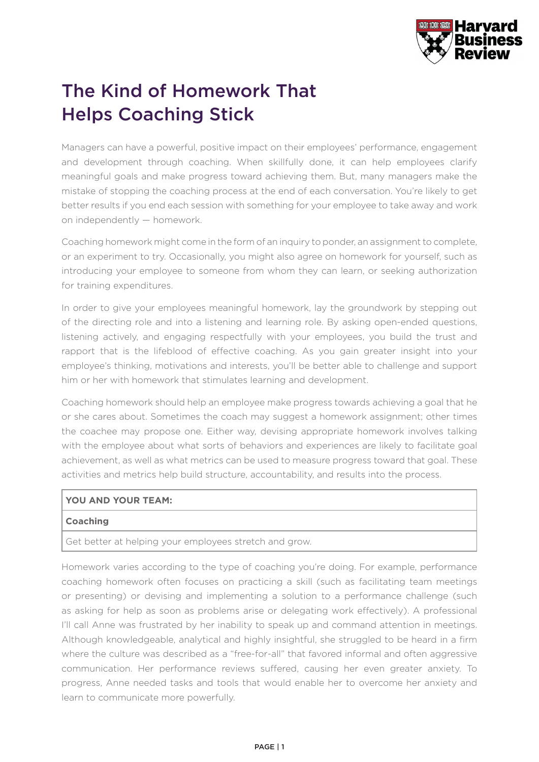# The Kind of Homework That Helps Coaching Stick

Managers can have a powerful, positive impact on their employees' performance, engagement and development through coaching. When skillfully done, it can help employees clarify meaningful goals and make progress toward achieving them. But, many managers make the mistake of stopping the coaching process at the end of each conversation. You're likely to get better results if you end each session with something for your employee to take away and work on independently — homework.

Coaching homework might come in the form of an inquiry to ponder, an assignment to complete, or an experiment to try. Occasionally, you might also agree on homework for yourself, such as introducing your employee to someone from whom they can learn, or seeking authorization for training expenditures.

In order to give your employees meaningful homework, lay the groundwork by stepping out of the directing role and into a listening and learning role. By asking open-ended questions, listening actively, and engaging respectfully with your employees, you build the trust and rapport that is the lifeblood of effective coaching. As you gain greater insight into your employee's thinking, motivations and interests, you'll be better able to challenge and support him or her with homework that stimulates learning and development.

Coaching homework should help an employee make progress towards achieving a goal that he or she cares about. Sometimes the coach may suggest a homework assignment; other times the coachee may propose one. Either way, devising appropriate homework involves talking with the employee about what sorts of behaviors and experiences are likely to facilitate goal achievement, as well as what metrics can be used to measure progress toward that goal. These activities and metrics help build structure, accountability, and results into the process.

| **YOU AND YOUR TEAM:** |
| --- |
| **Coaching** |
| Get better at helping your employees stretch and grow. |

Homework varies according to the type of coaching you're doing. For example, performance coaching homework often focuses on practicing a skill (such as facilitating team meetings or presenting) or devising and implementing a solution to a performance challenge (such as asking for help as soon as problems arise or delegating work effectively). A professional I'll call Anne was frustrated by her inability to speak up and command attention in meetings. Although knowledgeable, analytical and highly insightful, she struggled to be heard in a firm where the culture was described as a "free-for-all" that favored informal and often aggressive communication. Her performance reviews suffered, causing her even greater anxiety. To progress, Anne needed tasks and tools that would enable her to overcome her anxiety and learn to communicate more powerfully.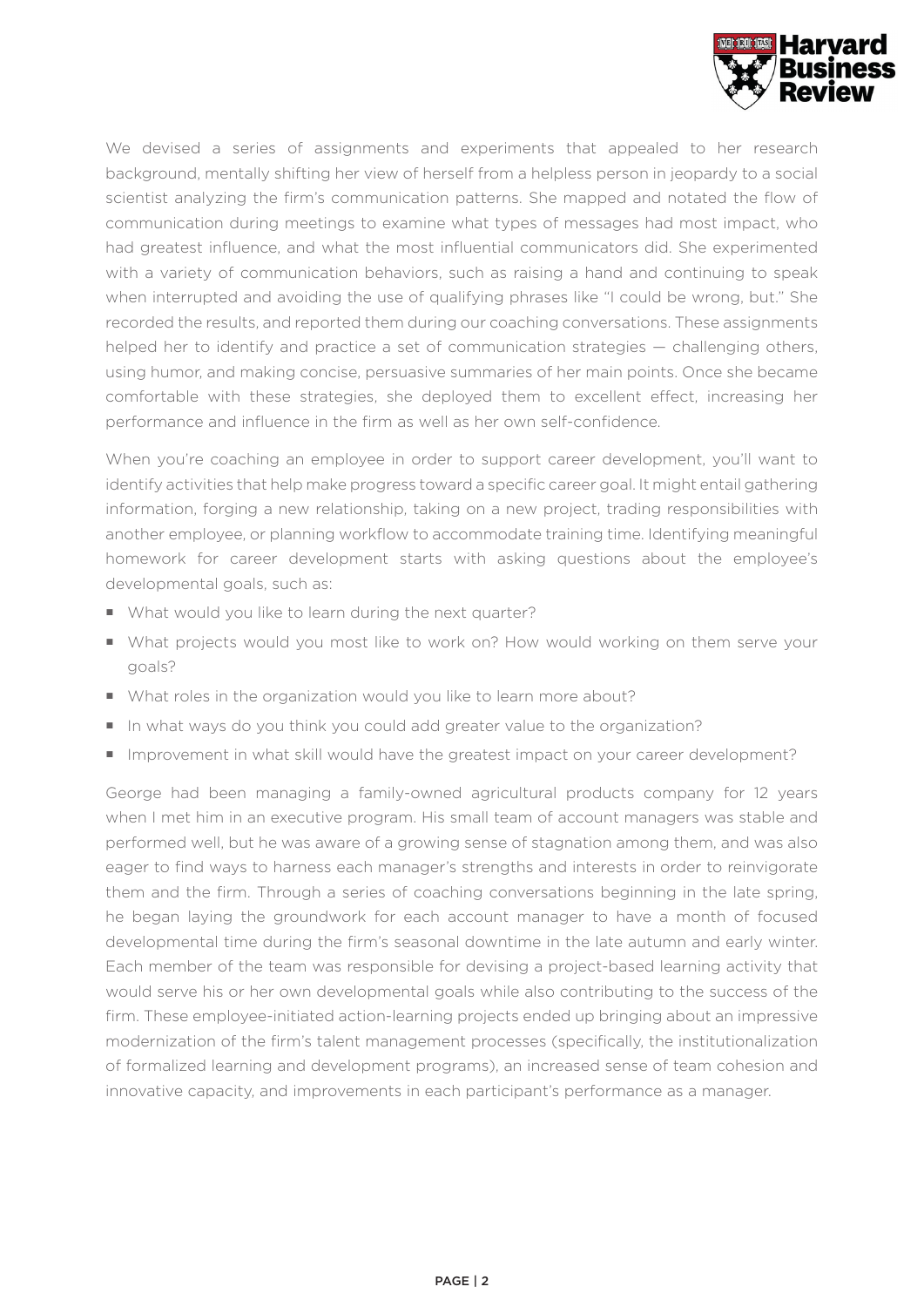We devised a series of assignments and experiments that appealed to her research background, mentally shifting her view of herself from a helpless person in jeopardy to a social scientist analyzing the firm's communication patterns. She mapped and notated the flow of communication during meetings to examine what types of messages had most impact, who had greatest influence, and what the most influential communicators did. She experimented with a variety of communication behaviors, such as raising a hand and continuing to speak when interrupted and avoiding the use of qualifying phrases like "I could be wrong, but." She recorded the results, and reported them during our coaching conversations. These assignments helped her to identify and practice a set of communication strategies — challenging others, using humor, and making concise, persuasive summaries of her main points. Once she became comfortable with these strategies, she deployed them to excellent effect, increasing her performance and influence in the firm as well as her own self-confidence.

When you're coaching an employee in order to support career development, you'll want to identify activities that help make progress toward a specific career goal. It might entail gathering information, forging a new relationship, taking on a new project, trading responsibilities with another employee, or planning workflow to accommodate training time. Identifying meaningful homework for career development starts with asking questions about the employee's developmental goals, such as:

- What would you like to learn during the next quarter?
- What projects would you most like to work on? How would working on them serve your goals?
- What roles in the organization would you like to learn more about?
- In what ways do you think you could add greater value to the organization?
- Improvement in what skill would have the greatest impact on your career development?

George had been managing a family-owned agricultural products company for 12 years when I met him in an executive program. His small team of account managers was stable and performed well, but he was aware of a growing sense of stagnation among them, and was also eager to find ways to harness each manager's strengths and interests in order to reinvigorate them and the firm. Through a series of coaching conversations beginning in the late spring, he began laying the groundwork for each account manager to have a month of focused developmental time during the firm's seasonal downtime in the late autumn and early winter. Each member of the team was responsible for devising a project-based learning activity that would serve his or her own developmental goals while also contributing to the success of the firm. These employee-initiated action-learning projects ended up bringing about an impressive modernization of the firm's talent management processes (specifically, the institutionalization of formalized learning and development programs), an increased sense of team cohesion and innovative capacity, and improvements in each participant's performance as a manager.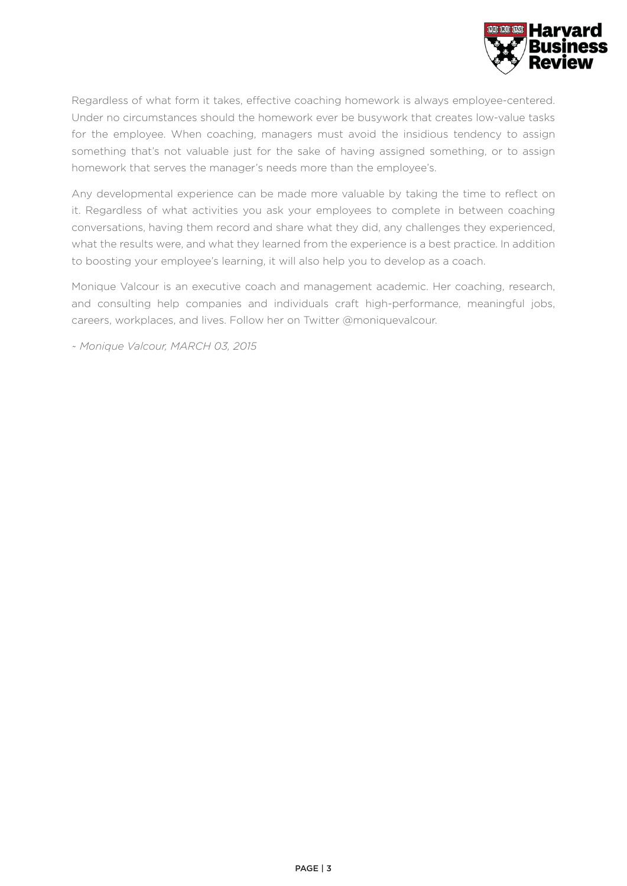Regardless of what form it takes, effective coaching homework is always employee-centered. Under no circumstances should the homework ever be busywork that creates low-value tasks for the employee. When coaching, managers must avoid the insidious tendency to assign something that's not valuable just for the sake of having assigned something, or to assign homework that serves the manager's needs more than the employee's.

Any developmental experience can be made more valuable by taking the time to reflect on it. Regardless of what activities you ask your employees to complete in between coaching conversations, having them record and share what they did, any challenges they experienced, what the results were, and what they learned from the experience is a best practice. In addition to boosting your employee's learning, it will also help you to develop as a coach.

Monique Valcour is an executive coach and management academic. Her coaching, research, and consulting help companies and individuals craft high-performance, meaningful jobs, careers, workplaces, and lives. Follow her on Twitter @moniquevalcour.

*~ Monique Valcour, MARCH 03, 2015*